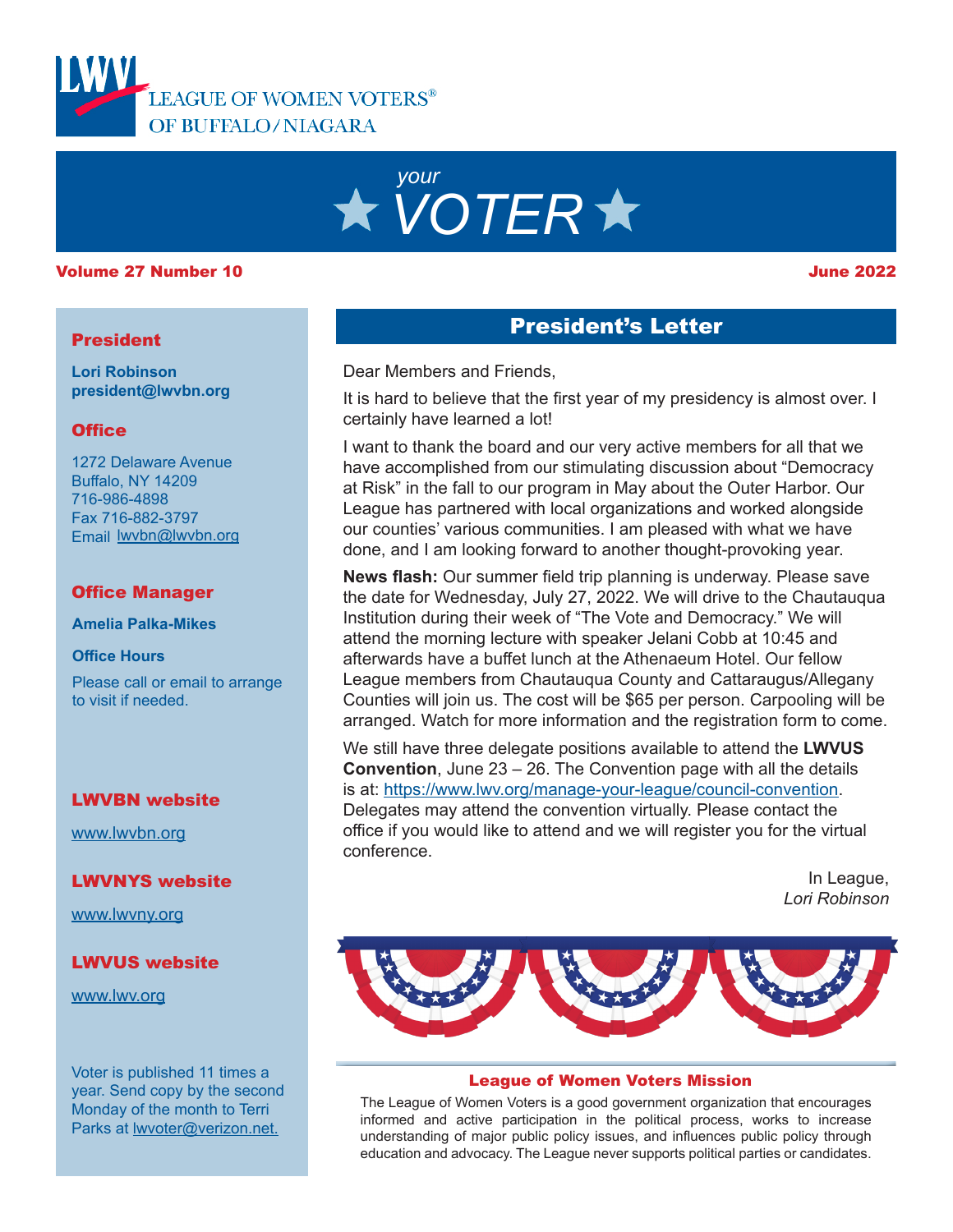# LEAGUE OF WOMEN VOTERS® OF BUFFALO/NIAGARA

# *your* VOTER

**Volume 27 Number 10** **June 2022**

## President's Letter

Dear Members and Friends,

It is hard to believe that the first year of my presidency is almost over. I certainly have learned a lot!

I want to thank the board and our very active members for all that we have accomplished from our stimulating discussion about "Democracy at Risk" in the fall to our program in May about the Outer Harbor. Our League has partnered with local organizations and worked alongside our counties' various communities. I am pleased with what we have done, and I am looking forward to another thought-provoking year.

**News flash:** Our summer field trip planning is underway. Please save the date for Wednesday, July 27, 2022. We will drive to the Chautauqua Institution during their week of "The Vote and Democracy." We will attend the morning lecture with speaker Jelani Cobb at 10:45 and afterwards have a buffet lunch at the Athenaeum Hotel. Our fellow League members from Chautauqua County and Cattaraugus/Allegany Counties will join us. The cost will be $65 per person. Carpooling will be arranged. Watch for more information and the registration form to come.

We still have three delegate positions available to attend the **LWVUS Convention**, June 23 – 26. The Convention page with all the details is at: https://www.lwv.org/manage-your-league/council-convention. Delegates may attend the convention virtually. Please contact the office if you would like to attend and we will register you for the virtual conference.

In League,
*Lori Robinson*

### League of Women Voters Mission

The League of Women Voters is a good government organization that encourages informed and active participation in the political process, works to increase understanding of major public policy issues, and influences public policy through education and advocacy. The League never supports political parties or candidates.

---

### President

**Lori Robinson**
**president@lwvbn.org**

### Office

1272 Delaware Avenue
Buffalo, NY 14209
716-986-4898
Fax 716-882-3797
Email lwvbn@lwvbn.org

### Office Manager

**Amelia Palka-Mikes**

**Office Hours**

Please call or email to arrange to visit if needed.

### LWVBN website

www.lwvbn.org

### LWVNYS website

www.lwvny.org

### LWVUS website

www.lwv.org

Voter is published 11 times a year. Send copy by the second Monday of the month to Terri Parks at lwvoter@verizon.net.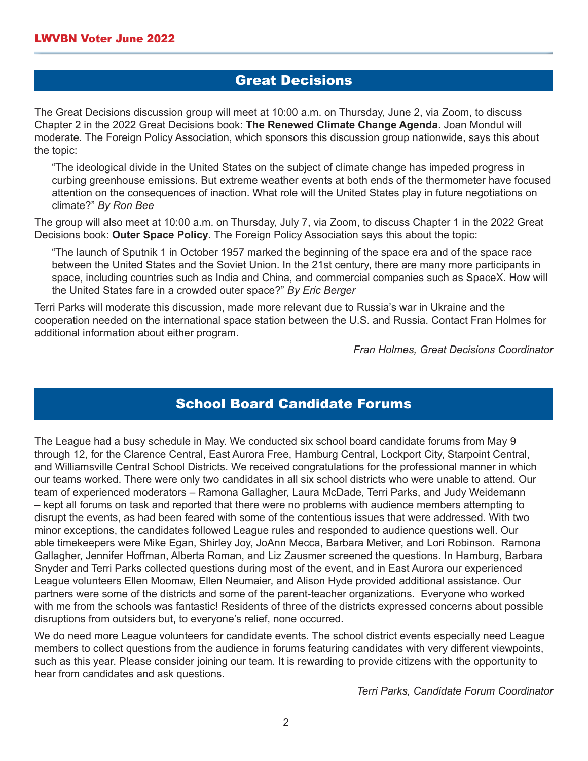## Great Decisions

The Great Decisions discussion group will meet at 10:00 a.m. on Thursday, June 2, via Zoom, to discuss Chapter 2 in the 2022 Great Decisions book: **The Renewed Climate Change Agenda**. Joan Mondul will moderate. The Foreign Policy Association, which sponsors this discussion group nationwide, says this about the topic:

> "The ideological divide in the United States on the subject of climate change has impeded progress in curbing greenhouse emissions. But extreme weather events at both ends of the thermometer have focused attention on the consequences of inaction. What role will the United States play in future negotiations on climate?" *By Ron Bee*

The group will also meet at 10:00 a.m. on Thursday, July 7, via Zoom, to discuss Chapter 1 in the 2022 Great Decisions book: **Outer Space Policy**. The Foreign Policy Association says this about the topic:

> "The launch of Sputnik 1 in October 1957 marked the beginning of the space era and of the space race between the United States and the Soviet Union. In the 21st century, there are many more participants in space, including countries such as India and China, and commercial companies such as SpaceX. How will the United States fare in a crowded outer space?" *By Eric Berger*

Terri Parks will moderate this discussion, made more relevant due to Russia's war in Ukraine and the cooperation needed on the international space station between the U.S. and Russia. Contact Fran Holmes for additional information about either program.

*Fran Holmes, Great Decisions Coordinator*

## School Board Candidate Forums

The League had a busy schedule in May. We conducted six school board candidate forums from May 9 through 12, for the Clarence Central, East Aurora Free, Hamburg Central, Lockport City, Starpoint Central, and Williamsville Central School Districts. We received congratulations for the professional manner in which our teams worked. There were only two candidates in all six school districts who were unable to attend. Our team of experienced moderators – Ramona Gallagher, Laura McDade, Terri Parks, and Judy Weidemann – kept all forums on task and reported that there were no problems with audience members attempting to disrupt the events, as had been feared with some of the contentious issues that were addressed. With two minor exceptions, the candidates followed League rules and responded to audience questions well. Our able timekeepers were Mike Egan, Shirley Joy, JoAnn Mecca, Barbara Metiver, and Lori Robinson. Ramona Gallagher, Jennifer Hoffman, Alberta Roman, and Liz Zausmer screened the questions. In Hamburg, Barbara Snyder and Terri Parks collected questions during most of the event, and in East Aurora our experienced League volunteers Ellen Moomaw, Ellen Neumaier, and Alison Hyde provided additional assistance. Our partners were some of the districts and some of the parent-teacher organizations. Everyone who worked with me from the schools was fantastic! Residents of three of the districts expressed concerns about possible disruptions from outsiders but, to everyone's relief, none occurred.

We do need more League volunteers for candidate events. The school district events especially need League members to collect questions from the audience in forums featuring candidates with very different viewpoints, such as this year. Please consider joining our team. It is rewarding to provide citizens with the opportunity to hear from candidates and ask questions.

*Terri Parks, Candidate Forum Coordinator*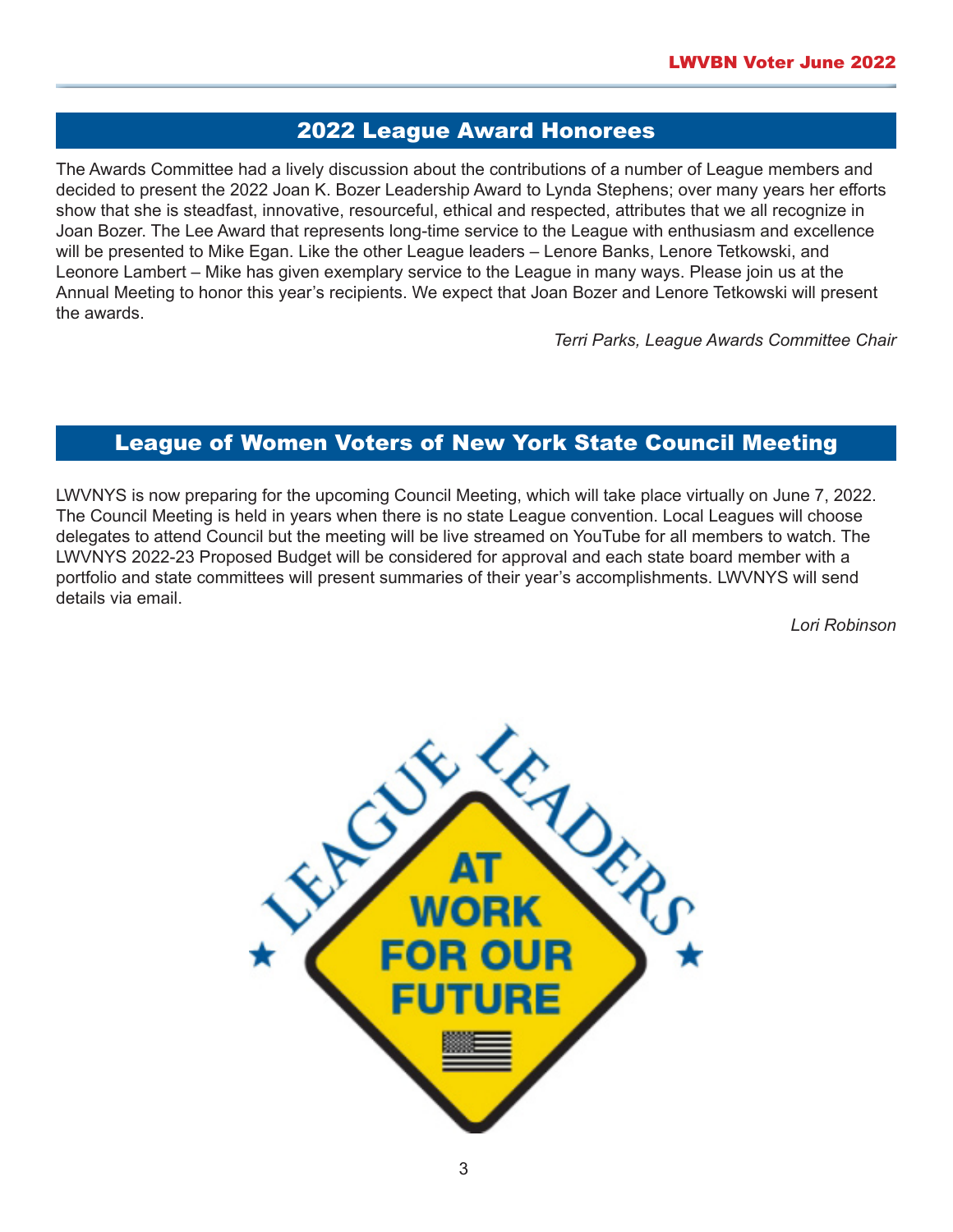## 2022 League Award Honorees

The Awards Committee had a lively discussion about the contributions of a number of League members and decided to present the 2022 Joan K. Bozer Leadership Award to Lynda Stephens; over many years her efforts show that she is steadfast, innovative, resourceful, ethical and respected, attributes that we all recognize in Joan Bozer. The Lee Award that represents long-time service to the League with enthusiasm and excellence will be presented to Mike Egan. Like the other League leaders – Lenore Banks, Lenore Tetkowski, and Leonore Lambert – Mike has given exemplary service to the League in many ways. Please join us at the Annual Meeting to honor this year's recipients. We expect that Joan Bozer and Lenore Tetkowski will present the awards.

*Terri Parks, League Awards Committee Chair*

## League of Women Voters of New York State Council Meeting

LWVNYS is now preparing for the upcoming Council Meeting, which will take place virtually on June 7, 2022. The Council Meeting is held in years when there is no state League convention. Local Leagues will choose delegates to attend Council but the meeting will be live streamed on YouTube for all members to watch. The LWVNYS 2022-23 Proposed Budget will be considered for approval and each state board member with a portfolio and state committees will present summaries of their year's accomplishments. LWVNYS will send details via email.

*Lori Robinson*

LEAGUE LEADERS AT WORK FOR OUR FUTURE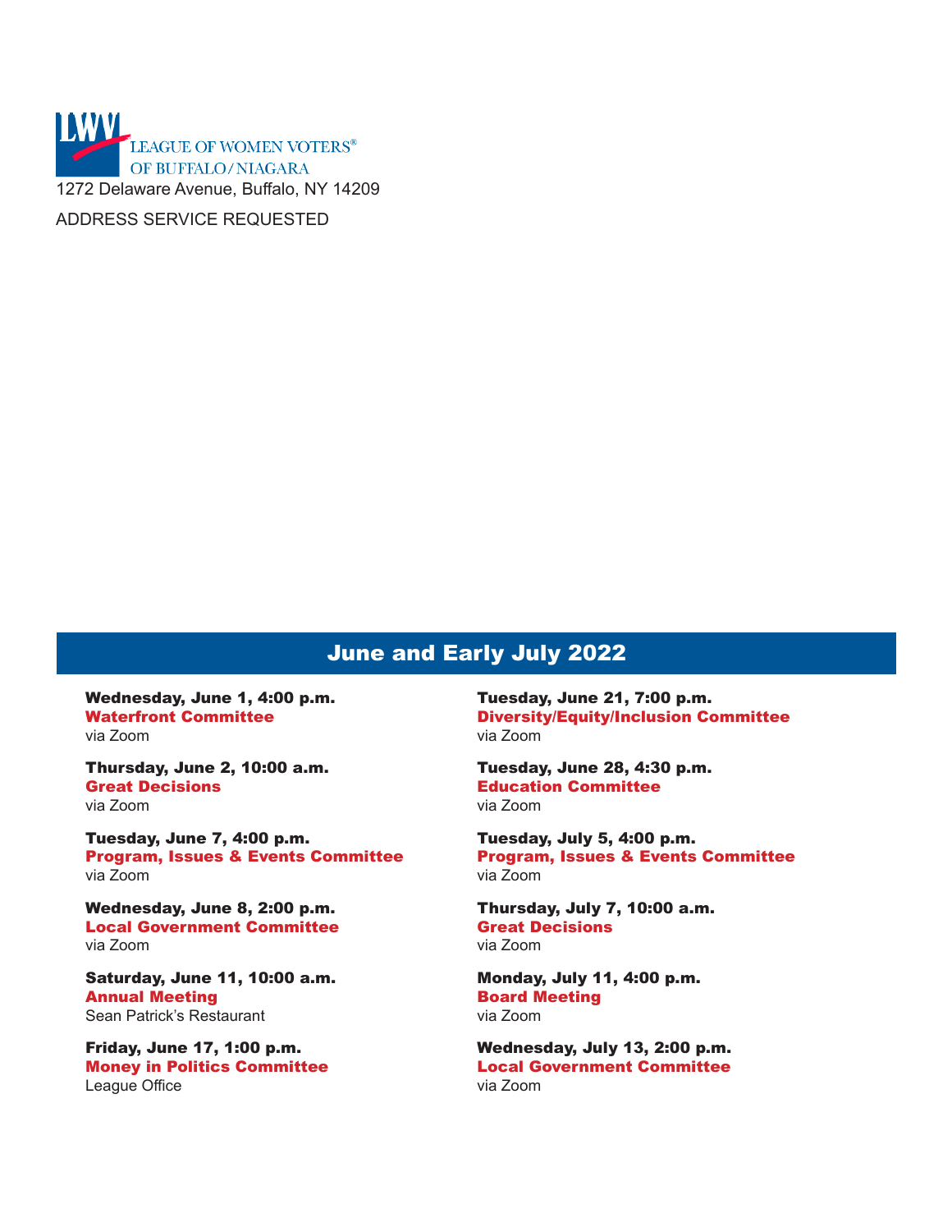LEAGUE OF WOMEN VOTERS®
OF BUFFALO/NIAGARA

1272 Delaware Avenue, Buffalo, NY 14209

ADDRESS SERVICE REQUESTED

## June and Early July 2022

**Wednesday, June 1, 4:00 p.m.**
**Waterfront Committee**
via Zoom

**Thursday, June 2, 10:00 a.m.**
**Great Decisions**
via Zoom

**Tuesday, June 7, 4:00 p.m.**
**Program, Issues & Events Committee**
via Zoom

**Wednesday, June 8, 2:00 p.m.**
**Local Government Committee**
via Zoom

**Saturday, June 11, 10:00 a.m.**
**Annual Meeting**
Sean Patrick's Restaurant

**Friday, June 17, 1:00 p.m.**
**Money in Politics Committee**
League Office

**Tuesday, June 21, 7:00 p.m.**
**Diversity/Equity/Inclusion Committee**
via Zoom

**Tuesday, June 28, 4:30 p.m.**
**Education Committee**
via Zoom

**Tuesday, July 5, 4:00 p.m.**
**Program, Issues & Events Committee**
via Zoom

**Thursday, July 7, 10:00 a.m.**
**Great Decisions**
via Zoom

**Monday, July 11, 4:00 p.m.**
**Board Meeting**
via Zoom

**Wednesday, July 13, 2:00 p.m.**
**Local Government Committee**
via Zoom